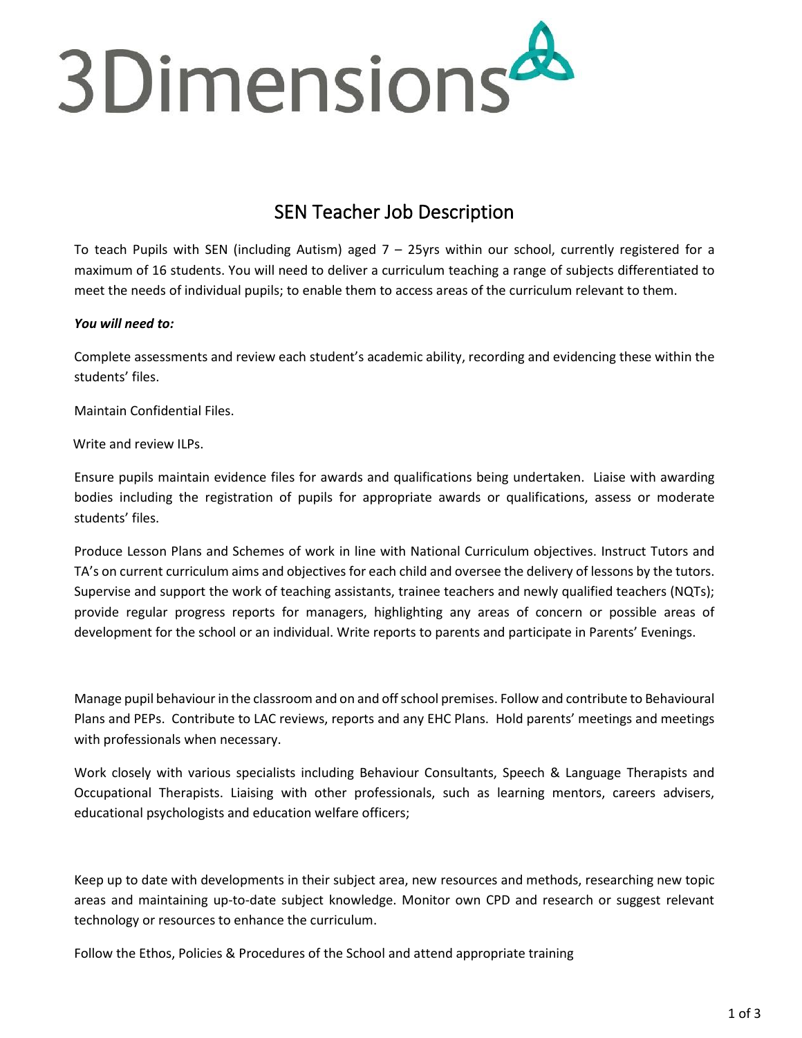3Dimensions

# SEN Teacher Job Description

To teach Pupils with SEN (including Autism) aged 7 – 25yrs within our school, currently registered for a maximum of 16 students. You will need to deliver a curriculum teaching a range of subjects differentiated to meet the needs of individual pupils; to enable them to access areas of the curriculum relevant to them.

***You will need to:***

Complete assessments and review each student's academic ability, recording and evidencing these within the students' files.

Maintain Confidential Files.

Write and review ILPs.

Ensure pupils maintain evidence files for awards and qualifications being undertaken. Liaise with awarding bodies including the registration of pupils for appropriate awards or qualifications, assess or moderate students' files.

Produce Lesson Plans and Schemes of work in line with National Curriculum objectives. Instruct Tutors and TA's on current curriculum aims and objectives for each child and oversee the delivery of lessons by the tutors. Supervise and support the work of teaching assistants, trainee teachers and newly qualified teachers (NQTs); provide regular progress reports for managers, highlighting any areas of concern or possible areas of development for the school or an individual. Write reports to parents and participate in Parents' Evenings.

Manage pupil behaviour in the classroom and on and off school premises. Follow and contribute to Behavioural Plans and PEPs. Contribute to LAC reviews, reports and any EHC Plans. Hold parents' meetings and meetings with professionals when necessary.

Work closely with various specialists including Behaviour Consultants, Speech & Language Therapists and Occupational Therapists. Liaising with other professionals, such as learning mentors, careers advisers, educational psychologists and education welfare officers;

Keep up to date with developments in their subject area, new resources and methods, researching new topic areas and maintaining up-to-date subject knowledge. Monitor own CPD and research or suggest relevant technology or resources to enhance the curriculum.

Follow the Ethos, Policies & Procedures of the School and attend appropriate training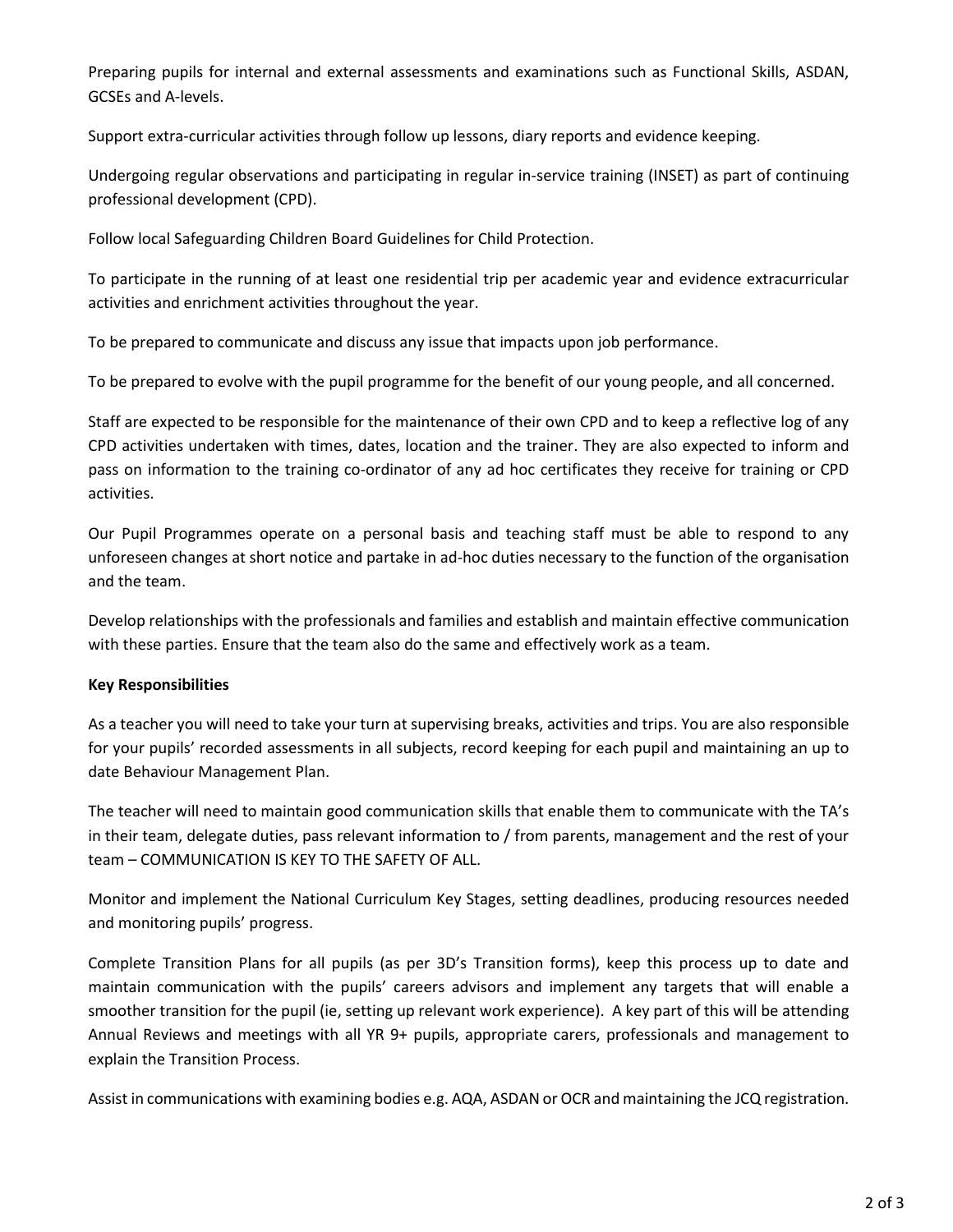Preparing pupils for internal and external assessments and examinations such as Functional Skills, ASDAN, GCSEs and A-levels.

Support extra-curricular activities through follow up lessons, diary reports and evidence keeping.

Undergoing regular observations and participating in regular in-service training (INSET) as part of continuing professional development (CPD).

Follow local Safeguarding Children Board Guidelines for Child Protection.

To participate in the running of at least one residential trip per academic year and evidence extracurricular activities and enrichment activities throughout the year.

To be prepared to communicate and discuss any issue that impacts upon job performance.

To be prepared to evolve with the pupil programme for the benefit of our young people, and all concerned.

Staff are expected to be responsible for the maintenance of their own CPD and to keep a reflective log of any CPD activities undertaken with times, dates, location and the trainer. They are also expected to inform and pass on information to the training co-ordinator of any ad hoc certificates they receive for training or CPD activities.

Our Pupil Programmes operate on a personal basis and teaching staff must be able to respond to any unforeseen changes at short notice and partake in ad-hoc duties necessary to the function of the organisation and the team.

Develop relationships with the professionals and families and establish and maintain effective communication with these parties. Ensure that the team also do the same and effectively work as a team.

**Key Responsibilities**

As a teacher you will need to take your turn at supervising breaks, activities and trips. You are also responsible for your pupils' recorded assessments in all subjects, record keeping for each pupil and maintaining an up to date Behaviour Management Plan.

The teacher will need to maintain good communication skills that enable them to communicate with the TA's in their team, delegate duties, pass relevant information to / from parents, management and the rest of your team – COMMUNICATION IS KEY TO THE SAFETY OF ALL.

Monitor and implement the National Curriculum Key Stages, setting deadlines, producing resources needed and monitoring pupils' progress.

Complete Transition Plans for all pupils (as per 3D's Transition forms), keep this process up to date and maintain communication with the pupils' careers advisors and implement any targets that will enable a smoother transition for the pupil (ie, setting up relevant work experience). A key part of this will be attending Annual Reviews and meetings with all YR 9+ pupils, appropriate carers, professionals and management to explain the Transition Process.

Assist in communications with examining bodies e.g. AQA, ASDAN or OCR and maintaining the JCQ registration.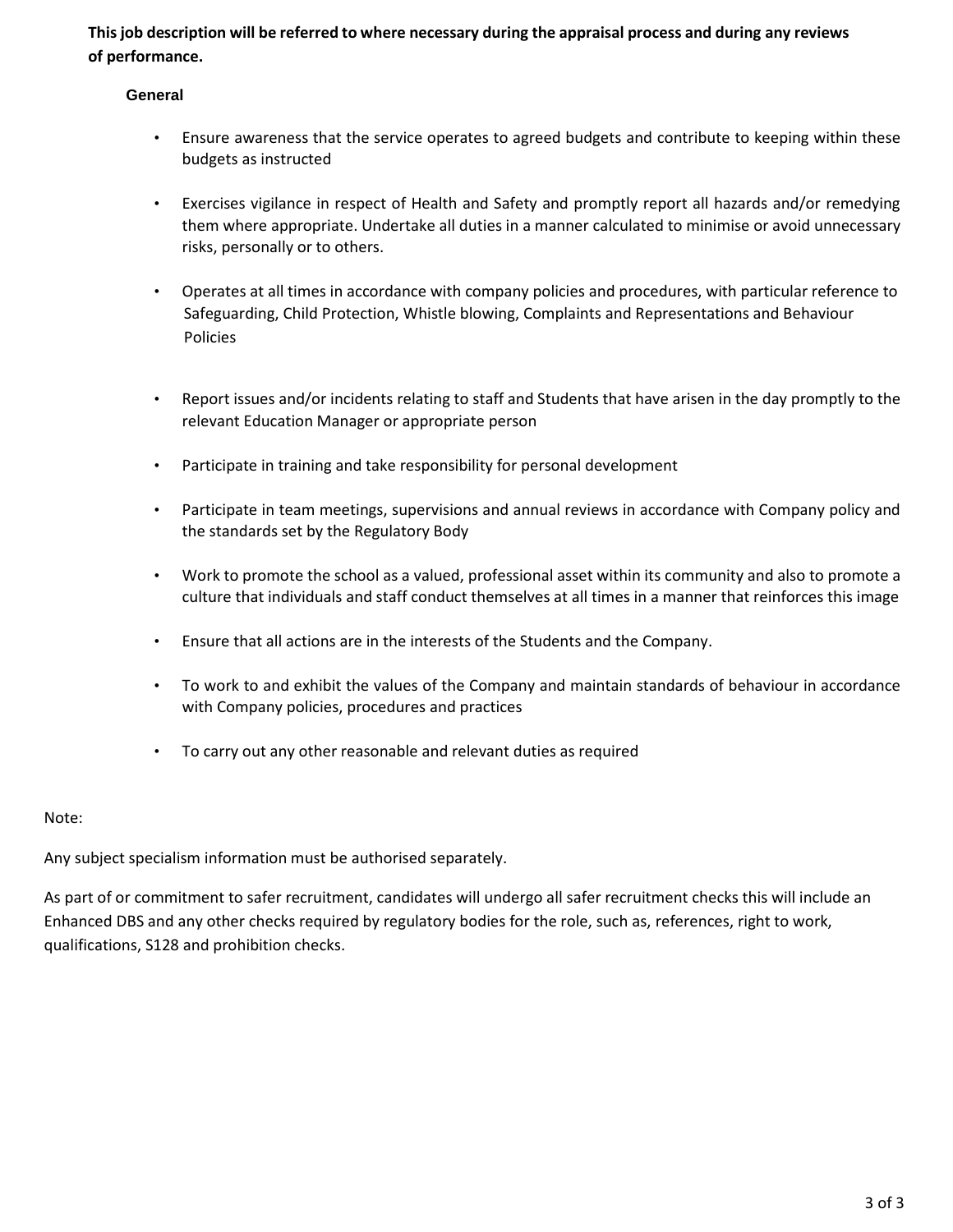**This job description will be referred to where necessary during the appraisal process and during any reviews of performance.**

### General

- Ensure awareness that the service operates to agreed budgets and contribute to keeping within these budgets as instructed
- Exercises vigilance in respect of Health and Safety and promptly report all hazards and/or remedying them where appropriate. Undertake all duties in a manner calculated to minimise or avoid unnecessary risks, personally or to others.
- Operates at all times in accordance with company policies and procedures, with particular reference to Safeguarding, Child Protection, Whistle blowing, Complaints and Representations and Behaviour Policies
- Report issues and/or incidents relating to staff and Students that have arisen in the day promptly to the relevant Education Manager or appropriate person
- Participate in training and take responsibility for personal development
- Participate in team meetings, supervisions and annual reviews in accordance with Company policy and the standards set by the Regulatory Body
- Work to promote the school as a valued, professional asset within its community and also to promote a culture that individuals and staff conduct themselves at all times in a manner that reinforces this image
- Ensure that all actions are in the interests of the Students and the Company.
- To work to and exhibit the values of the Company and maintain standards of behaviour in accordance with Company policies, procedures and practices
- To carry out any other reasonable and relevant duties as required

Note:

Any subject specialism information must be authorised separately.

As part of or commitment to safer recruitment, candidates will undergo all safer recruitment checks this will include an Enhanced DBS and any other checks required by regulatory bodies for the role, such as, references, right to work, qualifications, S128 and prohibition checks.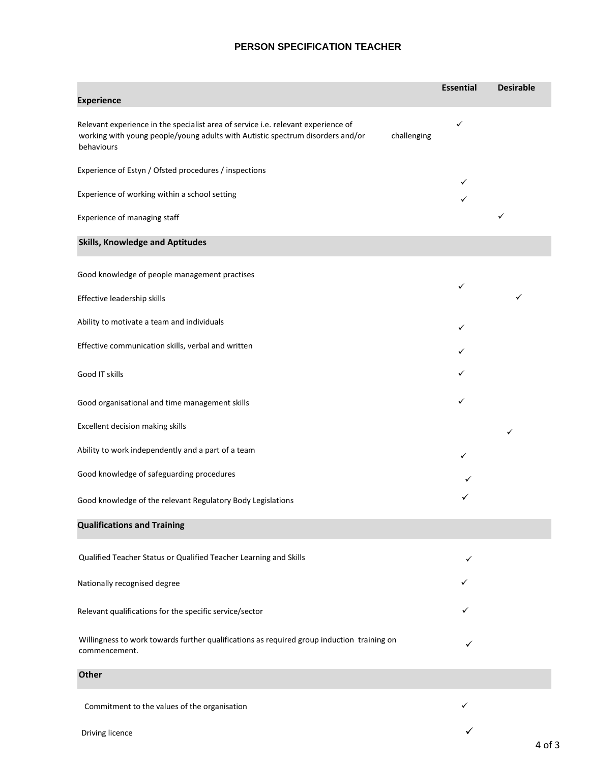# PERSON SPECIFICATION TEACHER

| | Essential | Desirable |
|---|---|---|
| **Experience** | | |
| Relevant experience in the specialist area of service i.e. relevant experience of working with young people/young adults with Autistic spectrum disorders and/or challenging behaviours | ✓ | |
| Experience of Estyn / Ofsted procedures / inspections | ✓ | |
| Experience of working within a school setting | ✓ | |
| Experience of managing staff | | ✓ |
| **Skills, Knowledge and Aptitudes** | | |
| Good knowledge of people management practises | ✓ | |
| Effective leadership skills | | ✓ |
| Ability to motivate a team and individuals | ✓ | |
| Effective communication skills, verbal and written | ✓ | |
| Good IT skills | ✓ | |
| Good organisational and time management skills | ✓ | |
| Excellent decision making skills | | ✓ |
| Ability to work independently and a part of a team | ✓ | |
| Good knowledge of safeguarding procedures | ✓ | |
| Good knowledge of the relevant Regulatory Body Legislations | ✓ | |
| **Qualifications and Training** | | |
| Qualified Teacher Status or Qualified Teacher Learning and Skills | ✓ | |
| Nationally recognised degree | ✓ | |
| Relevant qualifications for the specific service/sector | ✓ | |
| Willingness to work towards further qualifications as required group induction training on commencement. | ✓ | |
| **Other** | | |
| Commitment to the values of the organisation | ✓ | |
| Driving licence | ✓ | |